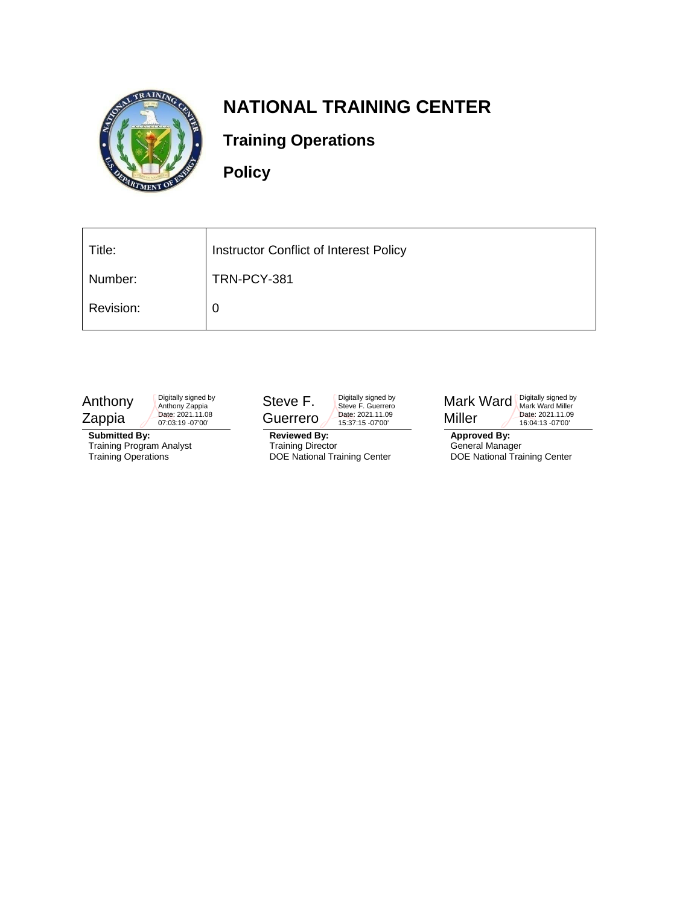# NATIONAL TRAINING CENTER

## Training Operations

## Policy

| | |
|---|---|
| Title: | Instructor Conflict of Interest Policy |
| Number: | TRN-PCY-381 |
| Revision: | 0 |

Anthony Zappia
Digitally signed by Anthony Zappia
Date: 2021.11.08 07:03:19 -07'00'

**Submitted By:**
Training Program Analyst
Training Operations

Steve F. Guerrero
Digitally signed by Steve F. Guerrero
Date: 2021.11.09 15:37:15 -07'00'

**Reviewed By:**
Training Director
DOE National Training Center

Mark Ward Miller
Digitally signed by Mark Ward Miller
Date: 2021.11.09 16:04:13 -07'00'

**Approved By:**
General Manager
DOE National Training Center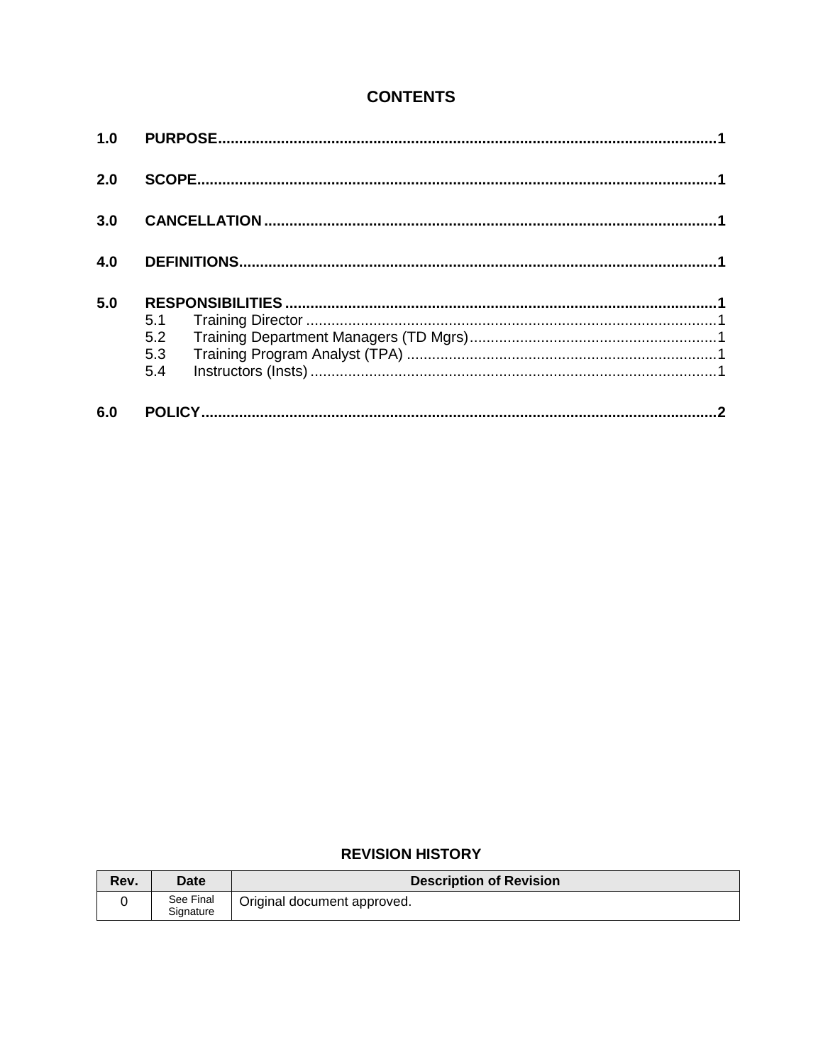# CONTENTS

**1.0 PURPOSE......................................................................................................................1**

**2.0 SCOPE..........................................................................................................................1**

**3.0 CANCELLATION ...........................................................................................................1**

**4.0 DEFINITIONS.................................................................................................................1**

**5.0 RESPONSIBILITIES ......................................................................................................1**

- 5.1 Training Director ..................................................................................................1
- 5.2 Training Department Managers (TD Mgrs)...........................................................1
- 5.3 Training Program Analyst (TPA) ..........................................................................1
- 5.4 Instructors (Insts) .................................................................................................1

**6.0 POLICY..........................................................................................................................2**

## REVISION HISTORY

| Rev. | Date | Description of Revision |
|---|---|---|
| 0 | See Final Signature | Original document approved. |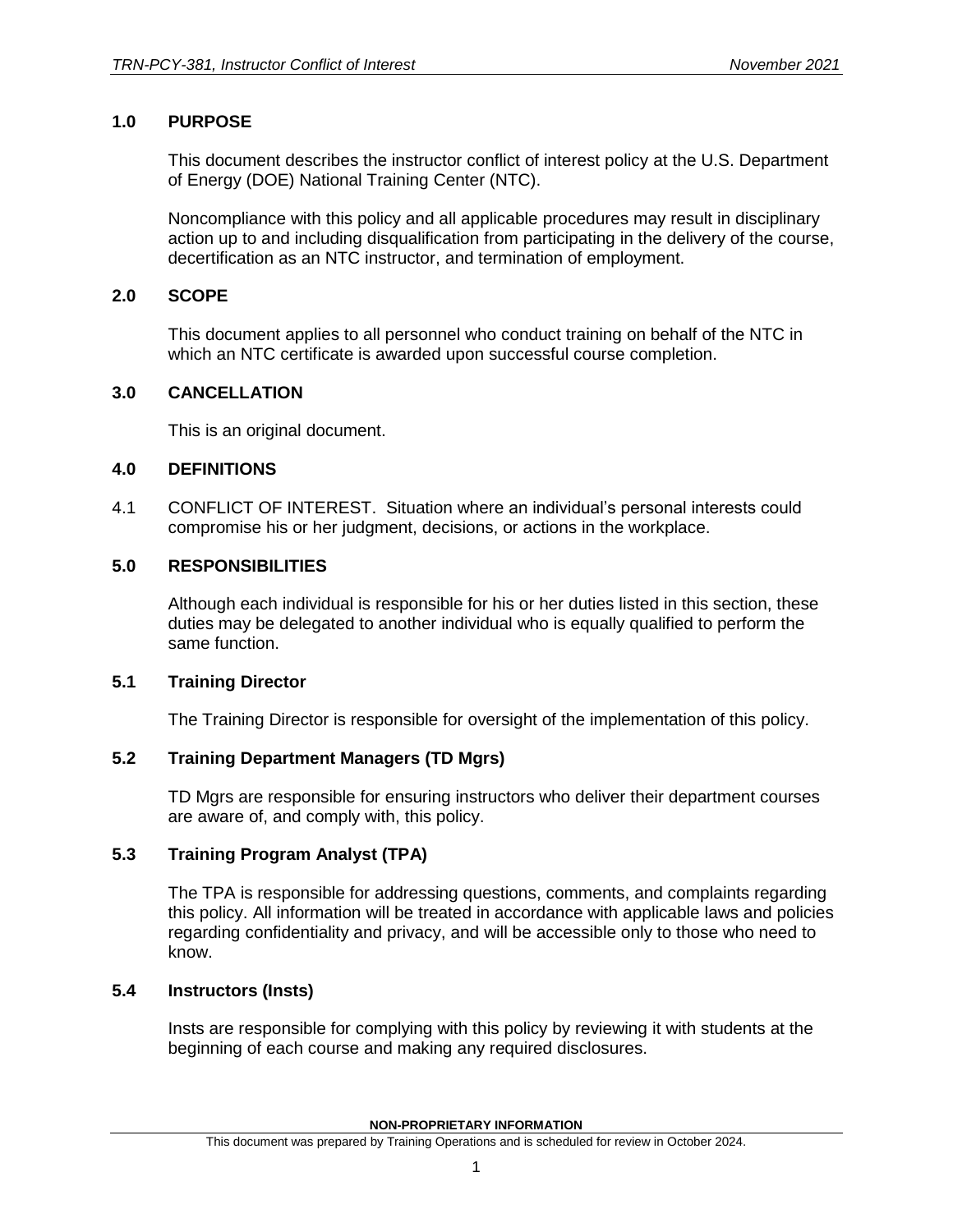## 1.0 PURPOSE

This document describes the instructor conflict of interest policy at the U.S. Department of Energy (DOE) National Training Center (NTC).

Noncompliance with this policy and all applicable procedures may result in disciplinary action up to and including disqualification from participating in the delivery of the course, decertification as an NTC instructor, and termination of employment.

## 2.0 SCOPE

This document applies to all personnel who conduct training on behalf of the NTC in which an NTC certificate is awarded upon successful course completion.

## 3.0 CANCELLATION

This is an original document.

## 4.0 DEFINITIONS

4.1 CONFLICT OF INTEREST. Situation where an individual's personal interests could compromise his or her judgment, decisions, or actions in the workplace.

## 5.0 RESPONSIBILITIES

Although each individual is responsible for his or her duties listed in this section, these duties may be delegated to another individual who is equally qualified to perform the same function.

### 5.1 Training Director

The Training Director is responsible for oversight of the implementation of this policy.

### 5.2 Training Department Managers (TD Mgrs)

TD Mgrs are responsible for ensuring instructors who deliver their department courses are aware of, and comply with, this policy.

### 5.3 Training Program Analyst (TPA)

The TPA is responsible for addressing questions, comments, and complaints regarding this policy. All information will be treated in accordance with applicable laws and policies regarding confidentiality and privacy, and will be accessible only to those who need to know.

### 5.4 Instructors (Insts)

Insts are responsible for complying with this policy by reviewing it with students at the beginning of each course and making any required disclosures.

**NON-PROPRIETARY INFORMATION**

This document was prepared by Training Operations and is scheduled for review in October 2024.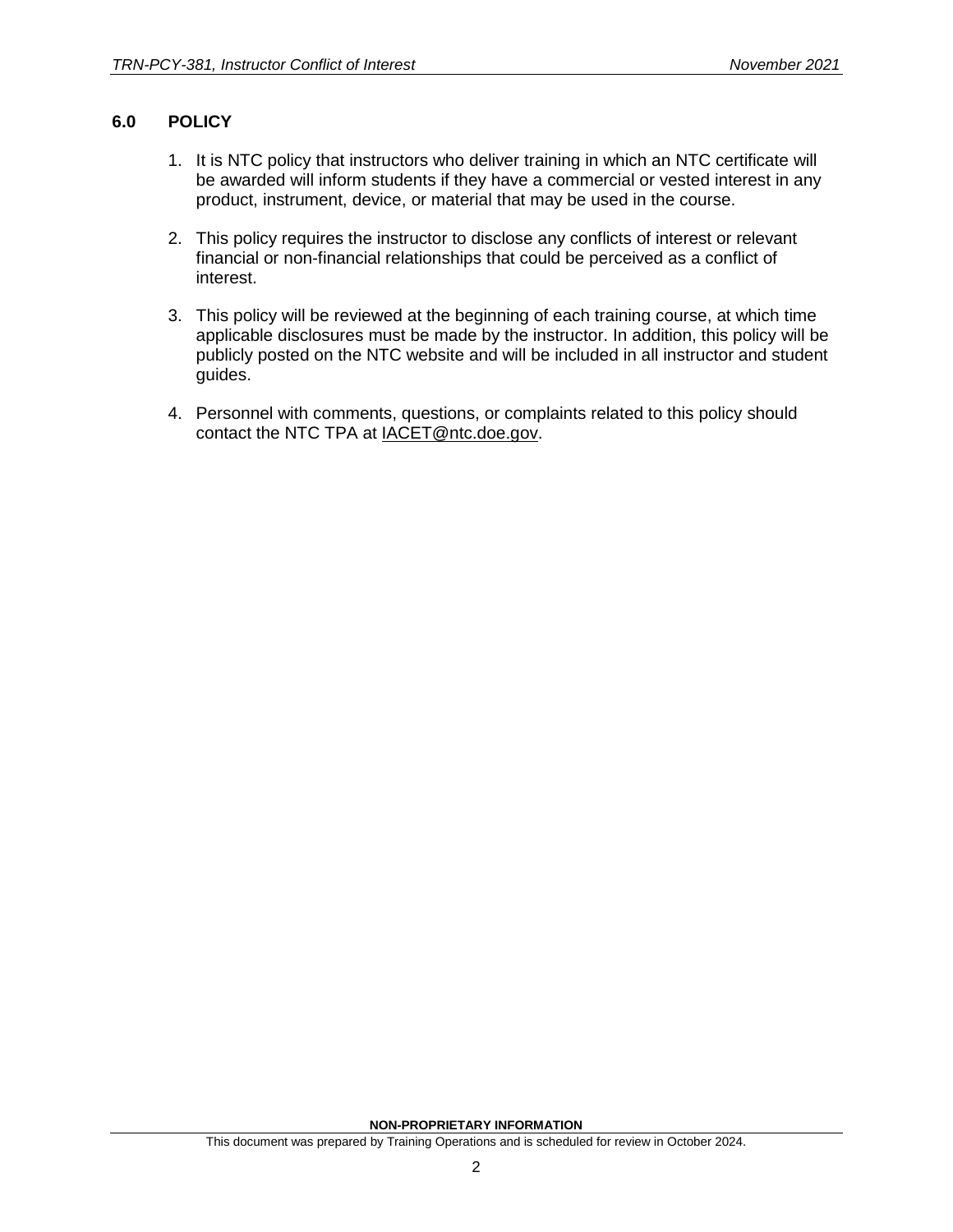## 6.0 POLICY

1. It is NTC policy that instructors who deliver training in which an NTC certificate will be awarded will inform students if they have a commercial or vested interest in any product, instrument, device, or material that may be used in the course.

2. This policy requires the instructor to disclose any conflicts of interest or relevant financial or non-financial relationships that could be perceived as a conflict of interest.

3. This policy will be reviewed at the beginning of each training course, at which time applicable disclosures must be made by the instructor. In addition, this policy will be publicly posted on the NTC website and will be included in all instructor and student guides.

4. Personnel with comments, questions, or complaints related to this policy should contact the NTC TPA at IACET@ntc.doe.gov.